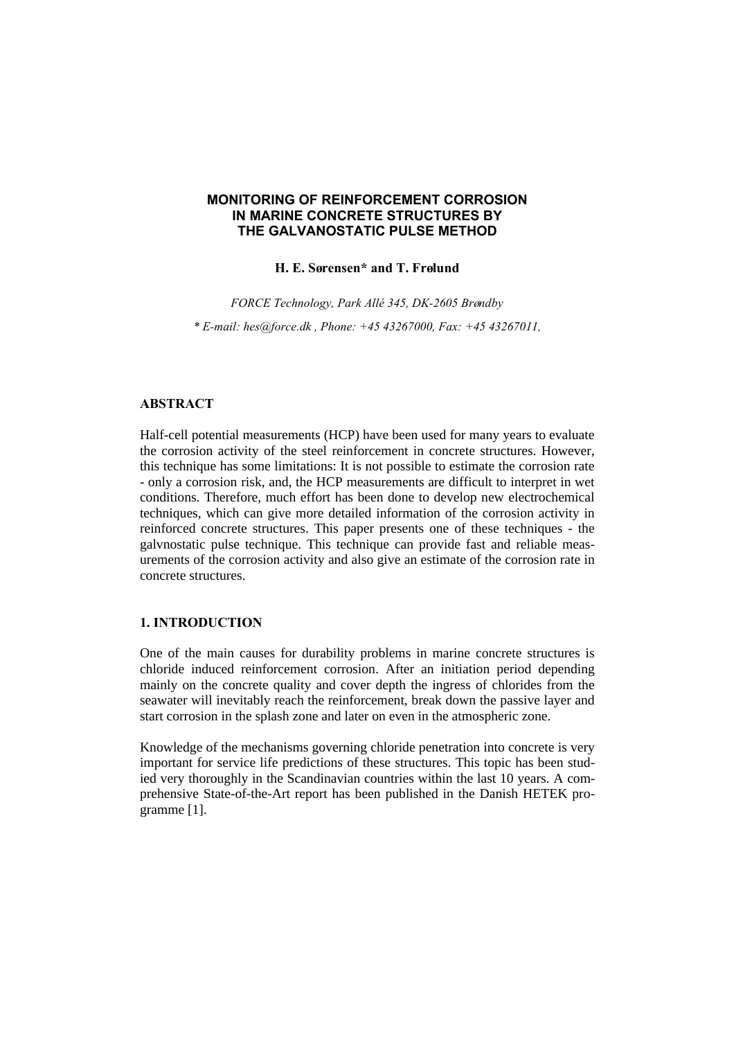# MONITORING OF REINFORCEMENT CORROSION IN MARINE CONCRETE STRUCTURES BY THE GALVANOSTATIC PULSE METHOD

**H. E. Sørensen\* and T. Frølund**

*FORCE Technology, Park Allé 345, DK-2605 Brøndby*

*\* E-mail: hes@force.dk , Phone: +45 43267000, Fax: +45 43267011,*

## ABSTRACT

Half-cell potential measurements (HCP) have been used for many years to evaluate the corrosion activity of the steel reinforcement in concrete structures. However, this technique has some limitations: It is not possible to estimate the corrosion rate - only a corrosion risk, and, the HCP measurements are difficult to interpret in wet conditions. Therefore, much effort has been done to develop new electrochemical techniques, which can give more detailed information of the corrosion activity in reinforced concrete structures. This paper presents one of these techniques - the galvnostatic pulse technique. This technique can provide fast and reliable measurements of the corrosion activity and also give an estimate of the corrosion rate in concrete structures.

## 1. INTRODUCTION

One of the main causes for durability problems in marine concrete structures is chloride induced reinforcement corrosion. After an initiation period depending mainly on the concrete quality and cover depth the ingress of chlorides from the seawater will inevitably reach the reinforcement, break down the passive layer and start corrosion in the splash zone and later on even in the atmospheric zone.

Knowledge of the mechanisms governing chloride penetration into concrete is very important for service life predictions of these structures. This topic has been studied very thoroughly in the Scandinavian countries within the last 10 years. A comprehensive State-of-the-Art report has been published in the Danish HETEK programme [1].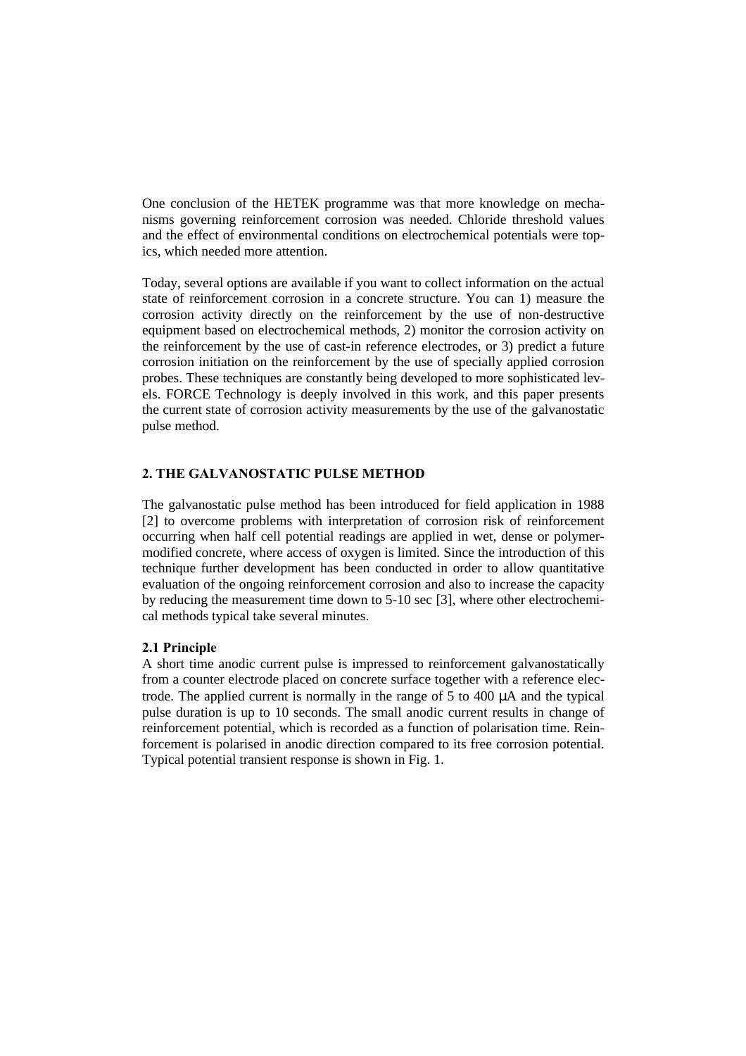One conclusion of the HETEK programme was that more knowledge on mechanisms governing reinforcement corrosion was needed. Chloride threshold values and the effect of environmental conditions on electrochemical potentials were topics, which needed more attention.

Today, several options are available if you want to collect information on the actual state of reinforcement corrosion in a concrete structure. You can 1) measure the corrosion activity directly on the reinforcement by the use of non-destructive equipment based on electrochemical methods, 2) monitor the corrosion activity on the reinforcement by the use of cast-in reference electrodes, or 3) predict a future corrosion initiation on the reinforcement by the use of specially applied corrosion probes. These techniques are constantly being developed to more sophisticated levels. FORCE Technology is deeply involved in this work, and this paper presents the current state of corrosion activity measurements by the use of the galvanostatic pulse method.

## 2. THE GALVANOSTATIC PULSE METHOD

The galvanostatic pulse method has been introduced for field application in 1988 [2] to overcome problems with interpretation of corrosion risk of reinforcement occurring when half cell potential readings are applied in wet, dense or polymer-modified concrete, where access of oxygen is limited. Since the introduction of this technique further development has been conducted in order to allow quantitative evaluation of the ongoing reinforcement corrosion and also to increase the capacity by reducing the measurement time down to 5-10 sec [3], where other electrochemical methods typical take several minutes.

### 2.1 Principle

A short time anodic current pulse is impressed to reinforcement galvanostatically from a counter electrode placed on concrete surface together with a reference electrode. The applied current is normally in the range of 5 to 400 μA and the typical pulse duration is up to 10 seconds. The small anodic current results in change of reinforcement potential, which is recorded as a function of polarisation time. Reinforcement is polarised in anodic direction compared to its free corrosion potential. Typical potential transient response is shown in Fig. 1.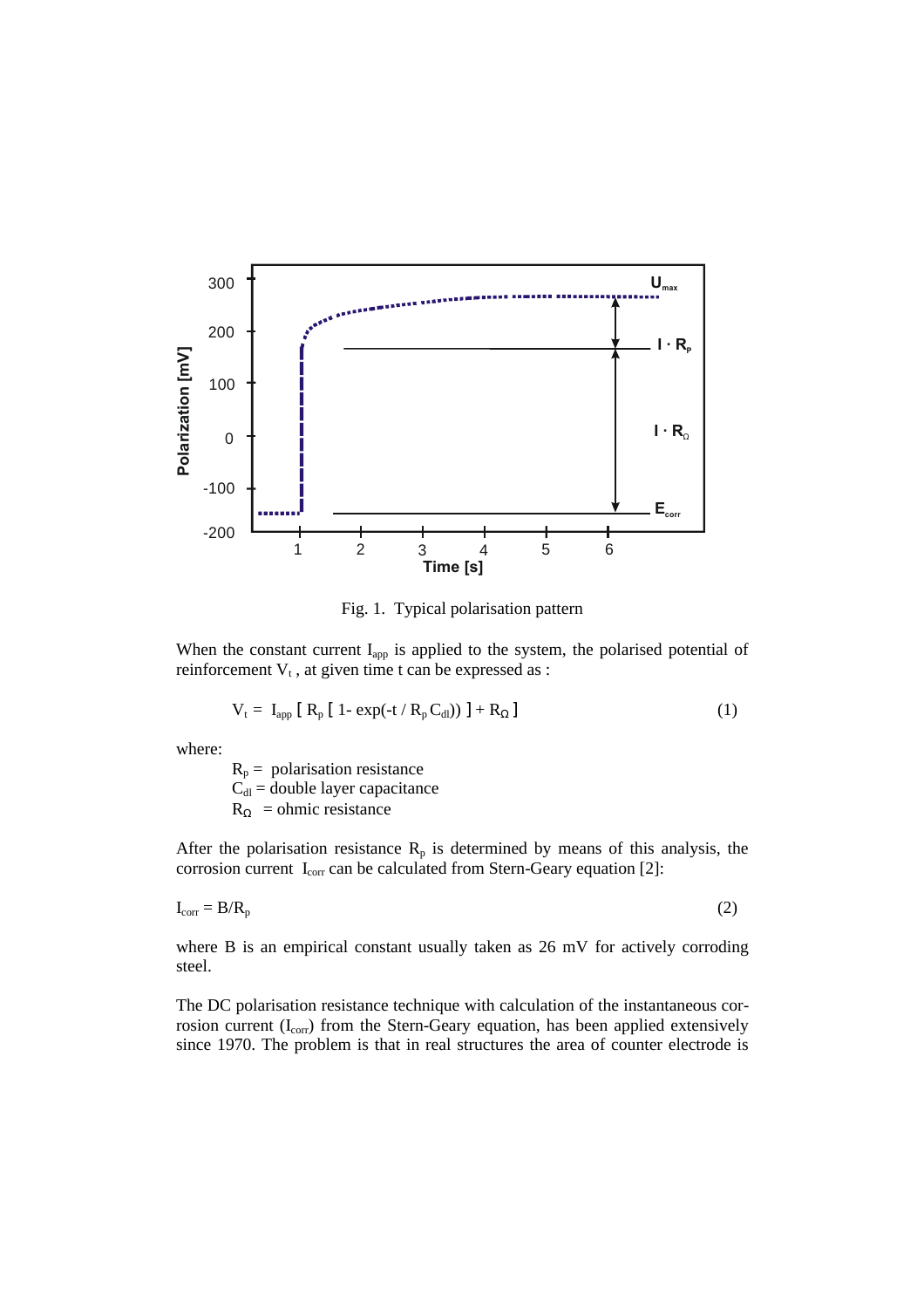Fig. 1. Typical polarisation pattern

When the constant current $I_{app}$ is applied to the system, the polarised potential of reinforcement $V_t$ , at given time t can be expressed as :

$$V_t = I_{app} [ R_p [ 1 - \exp(-t / R_p C_{dl}) ] + R_\Omega ] \tag{1}$$

where:

$R_p$ = polarisation resistance
$C_{dl}$ = double layer capacitance
$R_\Omega$ = ohmic resistance

After the polarisation resistance $R_p$ is determined by means of this analysis, the corrosion current $I_{corr}$ can be calculated from Stern-Geary equation [2]:

$$I_{corr} = B/R_p \tag{2}$$

where B is an empirical constant usually taken as 26 mV for actively corroding steel.

The DC polarisation resistance technique with calculation of the instantaneous corrosion current ($I_{corr}$) from the Stern-Geary equation, has been applied extensively since 1970. The problem is that in real structures the area of counter electrode is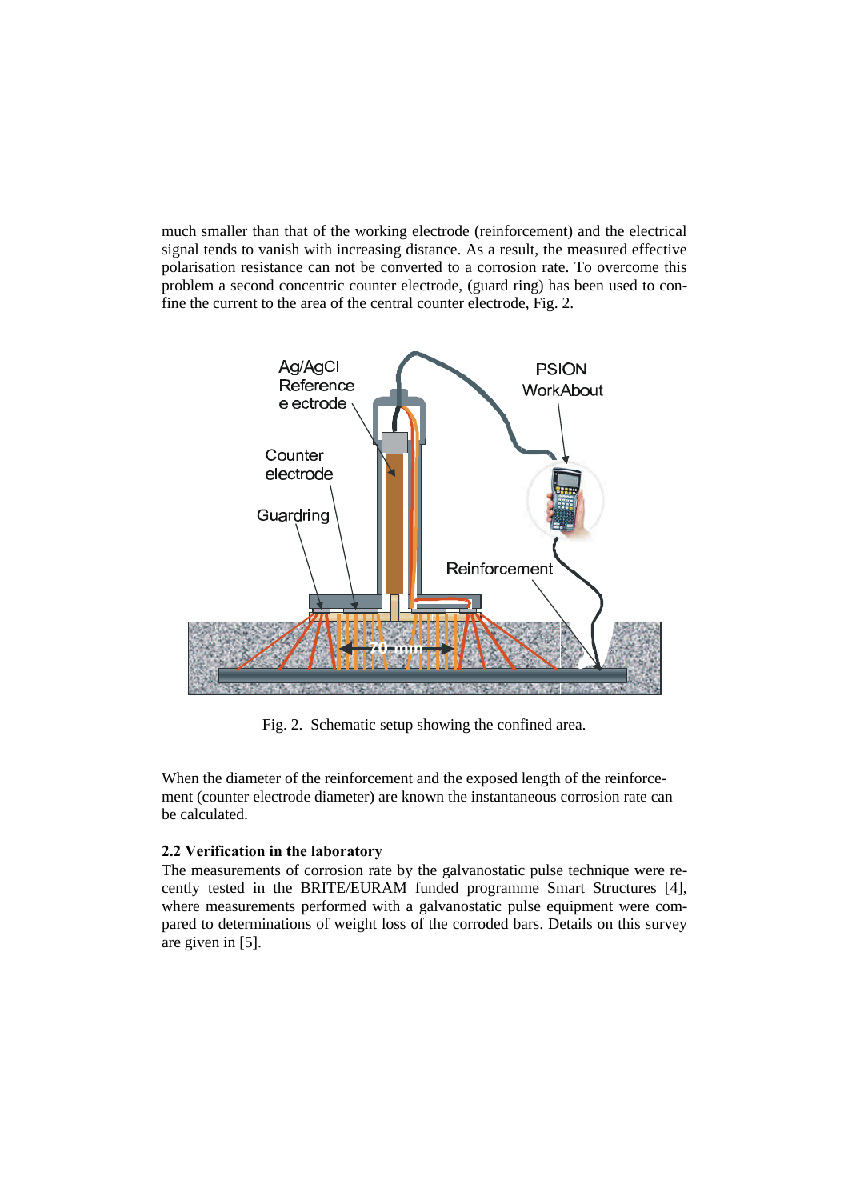much smaller than that of the working electrode (reinforcement) and the electrical signal tends to vanish with increasing distance. As a result, the measured effective polarisation resistance can not be converted to a corrosion rate. To overcome this problem a second concentric counter electrode, (guard ring) has been used to confine the current to the area of the central counter electrode, Fig. 2.

Fig. 2. Schematic setup showing the confined area.

When the diameter of the reinforcement and the exposed length of the reinforcement (counter electrode diameter) are known the instantaneous corrosion rate can be calculated.

### 2.2 Verification in the laboratory

The measurements of corrosion rate by the galvanostatic pulse technique were recently tested in the BRITE/EURAM funded programme Smart Structures [4], where measurements performed with a galvanostatic pulse equipment were compared to determinations of weight loss of the corroded bars. Details on this survey are given in [5].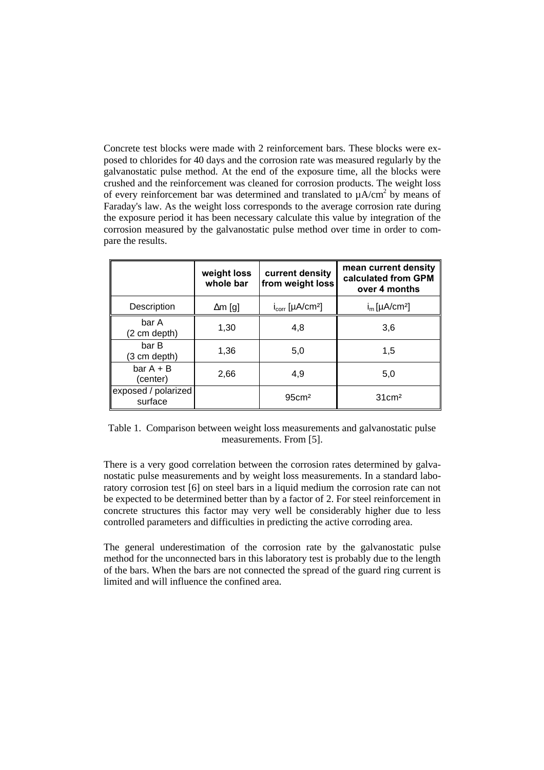Concrete test blocks were made with 2 reinforcement bars. These blocks were exposed to chlorides for 40 days and the corrosion rate was measured regularly by the galvanostatic pulse method. At the end of the exposure time, all the blocks were crushed and the reinforcement was cleaned for corrosion products. The weight loss of every reinforcement bar was determined and translated to μA/cm$^2$ by means of Faraday's law. As the weight loss corresponds to the average corrosion rate during the exposure period it has been necessary calculate this value by integration of the corrosion measured by the galvanostatic pulse method over time in order to compare the results.

| | **weight loss whole bar** | **current density from weight loss** | **mean current density calculated from GPM over 4 months** |
|---|---|---|---|
| Description | Δm [g] | $i_{corr}$ [μA/cm²] | $i_m$ [μA/cm²] |
| bar A (2 cm depth) | 1,30 | 4,8 | 3,6 |
| bar B (3 cm depth) | 1,36 | 5,0 | 1,5 |
| bar A + B (center) | 2,66 | 4,9 | 5,0 |
| exposed / polarized surface | | 95cm² | 31cm² |

Table 1. Comparison between weight loss measurements and galvanostatic pulse measurements. From [5].

There is a very good correlation between the corrosion rates determined by galvanostatic pulse measurements and by weight loss measurements. In a standard laboratory corrosion test [6] on steel bars in a liquid medium the corrosion rate can not be expected to be determined better than by a factor of 2. For steel reinforcement in concrete structures this factor may very well be considerably higher due to less controlled parameters and difficulties in predicting the active corroding area.

The general underestimation of the corrosion rate by the galvanostatic pulse method for the unconnected bars in this laboratory test is probably due to the length of the bars. When the bars are not connected the spread of the guard ring current is limited and will influence the confined area.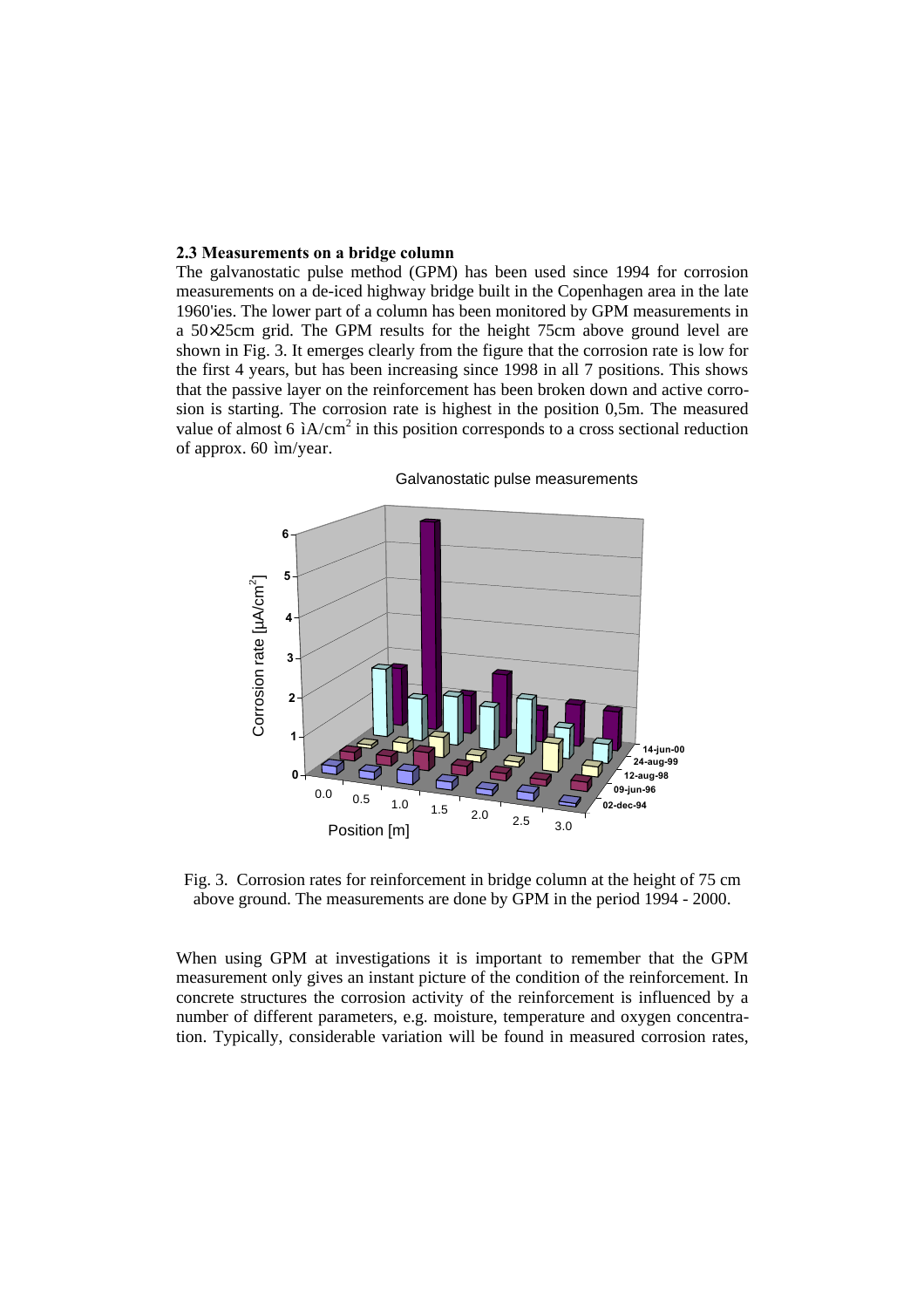### 2.3 Measurements on a bridge column

The galvanostatic pulse method (GPM) has been used since 1994 for corrosion measurements on a de-iced highway bridge built in the Copenhagen area in the late 1960'ies. The lower part of a column has been monitored by GPM measurements in a 50×25cm grid. The GPM results for the height 75cm above ground level are shown in Fig. 3. It emerges clearly from the figure that the corrosion rate is low for the first 4 years, but has been increasing since 1998 in all 7 positions. This shows that the passive layer on the reinforcement has been broken down and active corrosion is starting. The corrosion rate is highest in the position 0,5m. The measured value of almost 6 ìA/cm$^2$ in this position corresponds to a cross sectional reduction of approx. 60 ìm/year.

Galvanostatic pulse measurements

Fig. 3. Corrosion rates for reinforcement in bridge column at the height of 75 cm above ground. The measurements are done by GPM in the period 1994 - 2000.

When using GPM at investigations it is important to remember that the GPM measurement only gives an instant picture of the condition of the reinforcement. In concrete structures the corrosion activity of the reinforcement is influenced by a number of different parameters, e.g. moisture, temperature and oxygen concentration. Typically, considerable variation will be found in measured corrosion rates,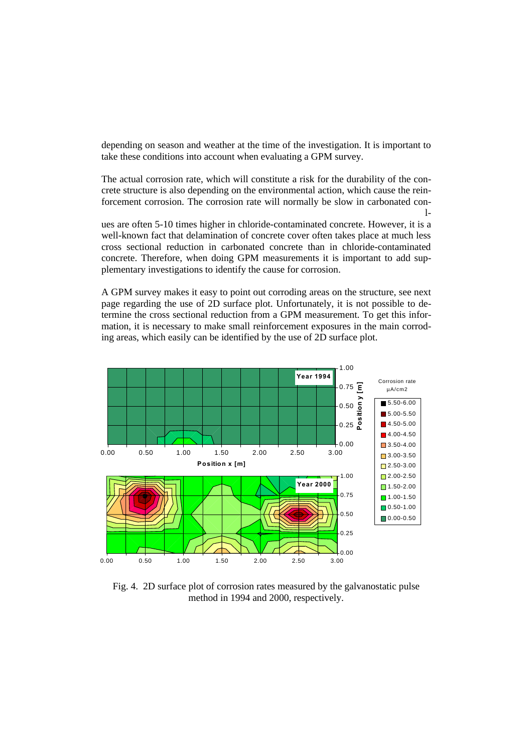depending on season and weather at the time of the investigation. It is important to take these conditions into account when evaluating a GPM survey.

The actual corrosion rate, which will constitute a risk for the durability of the concrete structure is also depending on the environmental action, which cause the reinforcement corrosion. The corrosion rate will normally be slow in carbonated con- l-
ues are often 5-10 times higher in chloride-contaminated concrete. However, it is a well-known fact that delamination of concrete cover often takes place at much less cross sectional reduction in carbonated concrete than in chloride-contaminated concrete. Therefore, when doing GPM measurements it is important to add supplementary investigations to identify the cause for corrosion.

A GPM survey makes it easy to point out corroding areas on the structure, see next page regarding the use of 2D surface plot. Unfortunately, it is not possible to determine the cross sectional reduction from a GPM measurement. To get this information, it is necessary to make small reinforcement exposures in the main corroding areas, which easily can be identified by the use of 2D surface plot.

Fig. 4. 2D surface plot of corrosion rates measured by the galvanostatic pulse method in 1994 and 2000, respectively.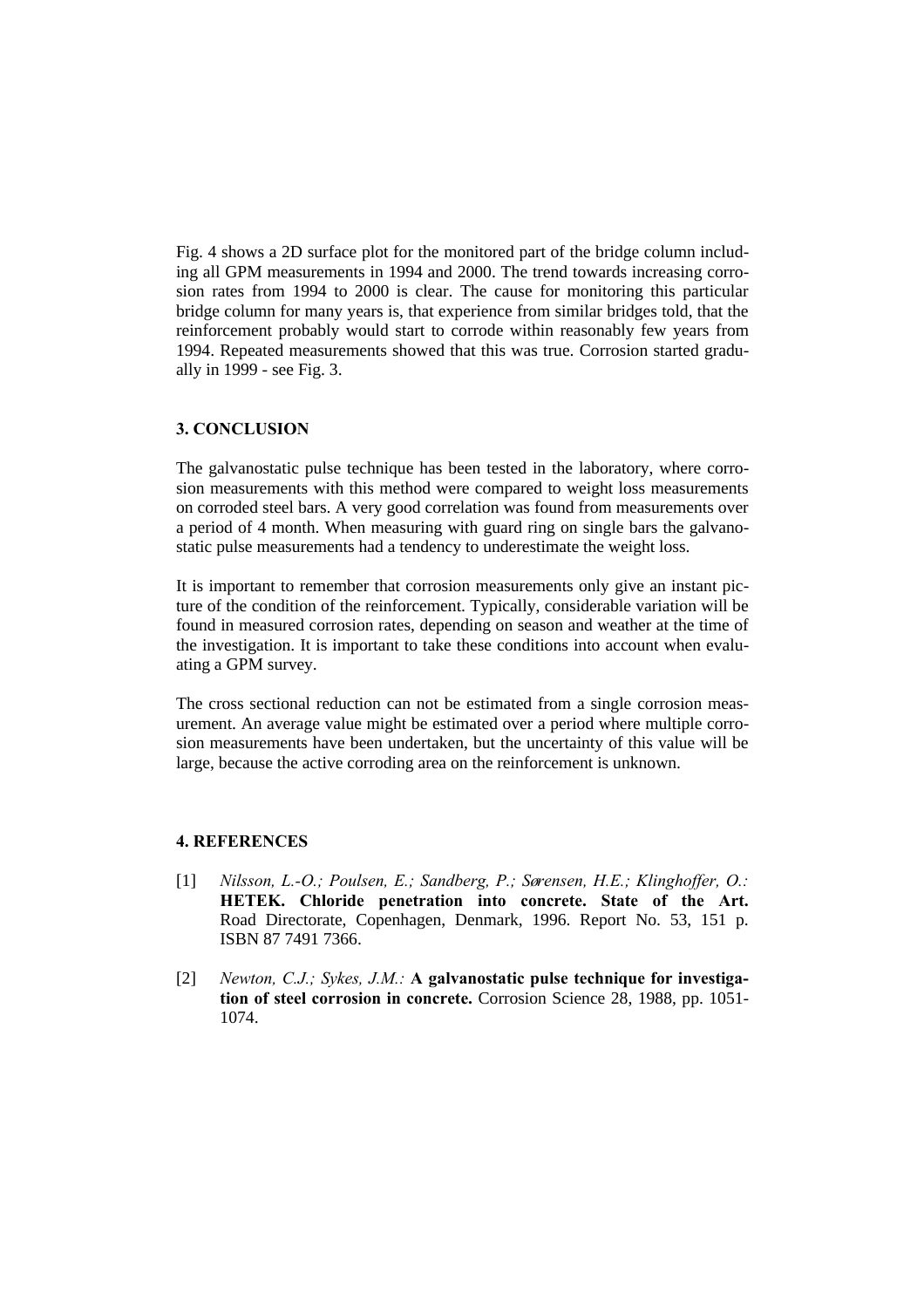Fig. 4 shows a 2D surface plot for the monitored part of the bridge column including all GPM measurements in 1994 and 2000. The trend towards increasing corrosion rates from 1994 to 2000 is clear. The cause for monitoring this particular bridge column for many years is, that experience from similar bridges told, that the reinforcement probably would start to corrode within reasonably few years from 1994. Repeated measurements showed that this was true. Corrosion started gradually in 1999 - see Fig. 3.

## 3. CONCLUSION

The galvanostatic pulse technique has been tested in the laboratory, where corrosion measurements with this method were compared to weight loss measurements on corroded steel bars. A very good correlation was found from measurements over a period of 4 month. When measuring with guard ring on single bars the galvanostatic pulse measurements had a tendency to underestimate the weight loss.

It is important to remember that corrosion measurements only give an instant picture of the condition of the reinforcement. Typically, considerable variation will be found in measured corrosion rates, depending on season and weather at the time of the investigation. It is important to take these conditions into account when evaluating a GPM survey.

The cross sectional reduction can not be estimated from a single corrosion measurement. An average value might be estimated over a period where multiple corrosion measurements have been undertaken, but the uncertainty of this value will be large, because the active corroding area on the reinforcement is unknown.

## 4. REFERENCES

[1] *Nilsson, L.-O.; Poulsen, E.; Sandberg, P.; Sørensen, H.E.; Klinghoffer, O.:* **HETEK. Chloride penetration into concrete. State of the Art.** Road Directorate, Copenhagen, Denmark, 1996. Report No. 53, 151 p. ISBN 87 7491 7366.

[2] *Newton, C.J.; Sykes, J.M.:* **A galvanostatic pulse technique for investigation of steel corrosion in concrete.** Corrosion Science 28, 1988, pp. 1051-1074.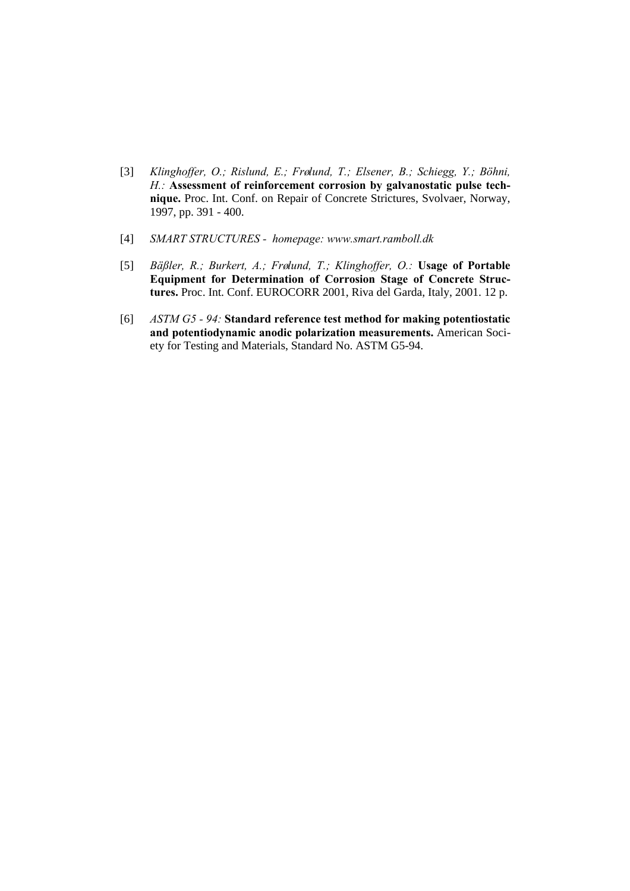[3] *Klinghoffer, O.; Rislund, E.; Frølund, T.; Elsener, B.; Schiegg, Y.; Böhni, H.:* **Assessment of reinforcement corrosion by galvanostatic pulse technique.** Proc. Int. Conf. on Repair of Concrete Strictures, Svolvaer, Norway, 1997, pp. 391 - 400.

[4] *SMART STRUCTURES - homepage: www.smart.ramboll.dk*

[5] *Bäßler, R.; Burkert, A.; Frølund, T.; Klinghoffer, O.:* **Usage of Portable Equipment for Determination of Corrosion Stage of Concrete Structures.** Proc. Int. Conf. EUROCORR 2001, Riva del Garda, Italy, 2001. 12 p.

[6] *ASTM G5 - 94:* **Standard reference test method for making potentiostatic and potentiodynamic anodic polarization measurements.** American Society for Testing and Materials, Standard No. ASTM G5-94.